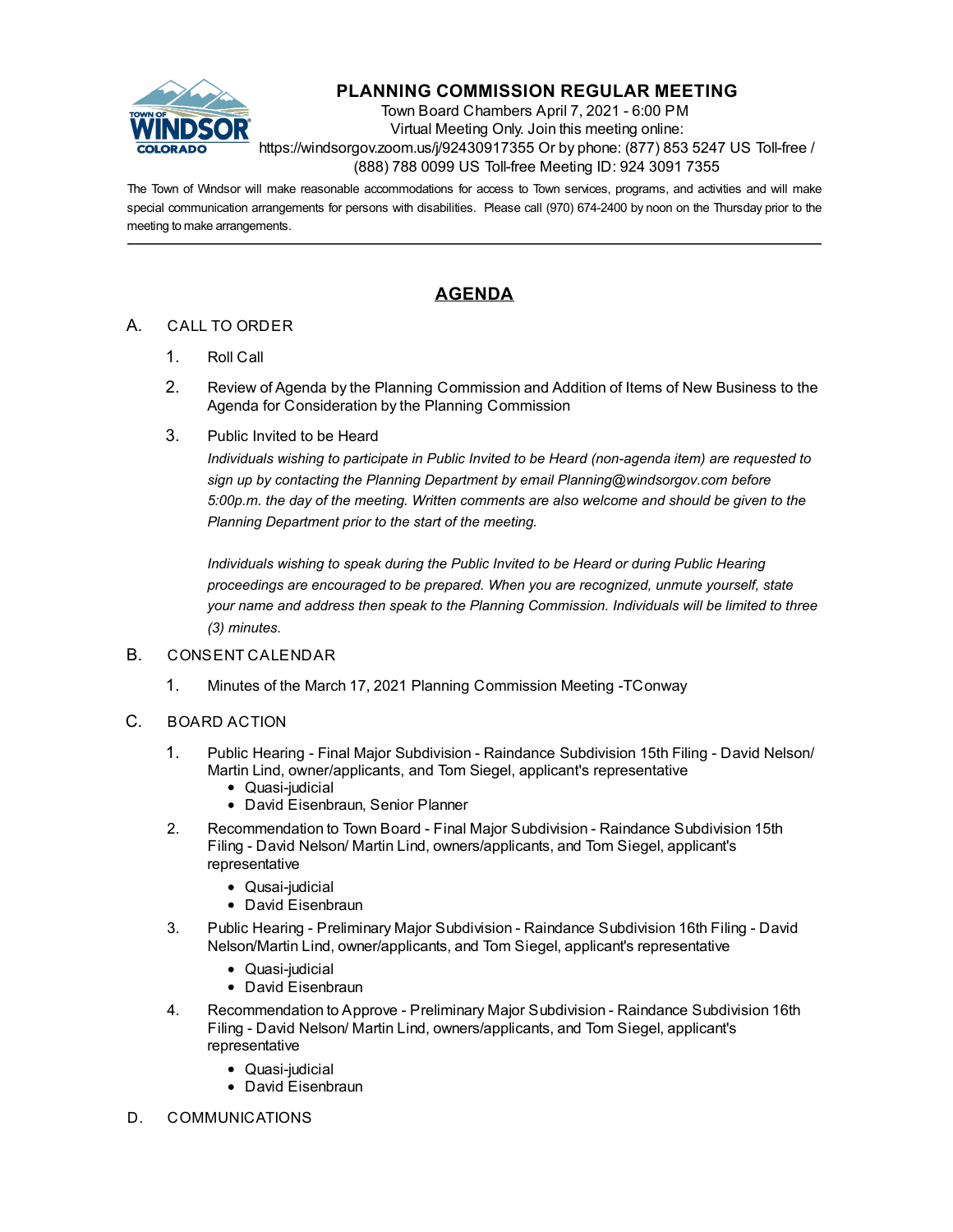# PLANNING COMMISSION REGULAR MEETING

Town Board Chambers April 7, 2021 - 6:00 PM
Virtual Meeting Only. Join this meeting online:
https://windsorgov.zoom.us/j/92430917355 Or by phone: (877) 853 5247 US Toll-free / (888) 788 0099 US Toll-free Meeting ID: 924 3091 7355

The Town of Windsor will make reasonable accommodations for access to Town services, programs, and activities and will make special communication arrangements for persons with disabilities. Please call (970) 674-2400 by noon on the Thursday prior to the meeting to make arrangements.

---

## AGENDA

A. CALL TO ORDER

1. Roll Call
2. Review of Agenda by the Planning Commission and Addition of Items of New Business to the Agenda for Consideration by the Planning Commission
3. Public Invited to be Heard

   *Individuals wishing to participate in Public Invited to be Heard (non-agenda item) are requested to sign up by contacting the Planning Department by email Planning@windsorgov.com before 5:00p.m. the day of the meeting. Written comments are also welcome and should be given to the Planning Department prior to the start of the meeting.*

   *Individuals wishing to speak during the Public Invited to be Heard or during Public Hearing proceedings are encouraged to be prepared. When you are recognized, unmute yourself, state your name and address then speak to the Planning Commission. Individuals will be limited to three (3) minutes.*

B. CONSENT CALENDAR

1. Minutes of the March 17, 2021 Planning Commission Meeting -TConway

C. BOARD ACTION

1. Public Hearing - Final Major Subdivision - Raindance Subdivision 15th Filing - David Nelson/ Martin Lind, owner/applicants, and Tom Siegel, applicant's representative
   - Quasi-judicial
   - David Eisenbraun, Senior Planner
2. Recommendation to Town Board - Final Major Subdivision - Raindance Subdivision 15th Filing - David Nelson/ Martin Lind, owners/applicants, and Tom Siegel, applicant's representative
   - Qusai-judicial
   - David Eisenbraun
3. Public Hearing - Preliminary Major Subdivision - Raindance Subdivision 16th Filing - David Nelson/Martin Lind, owner/applicants, and Tom Siegel, applicant's representative
   - Quasi-judicial
   - David Eisenbraun
4. Recommendation to Approve - Preliminary Major Subdivision - Raindance Subdivision 16th Filing - David Nelson/ Martin Lind, owners/applicants, and Tom Siegel, applicant's representative
   - Quasi-judicial
   - David Eisenbraun

D. COMMUNICATIONS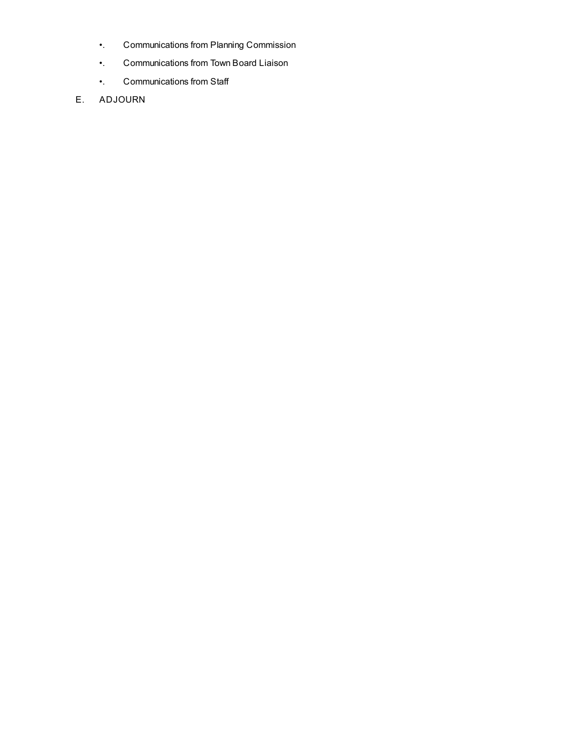- Communications from Planning Commission
- Communications from Town Board Liaison
- Communications from Staff

E. ADJOURN